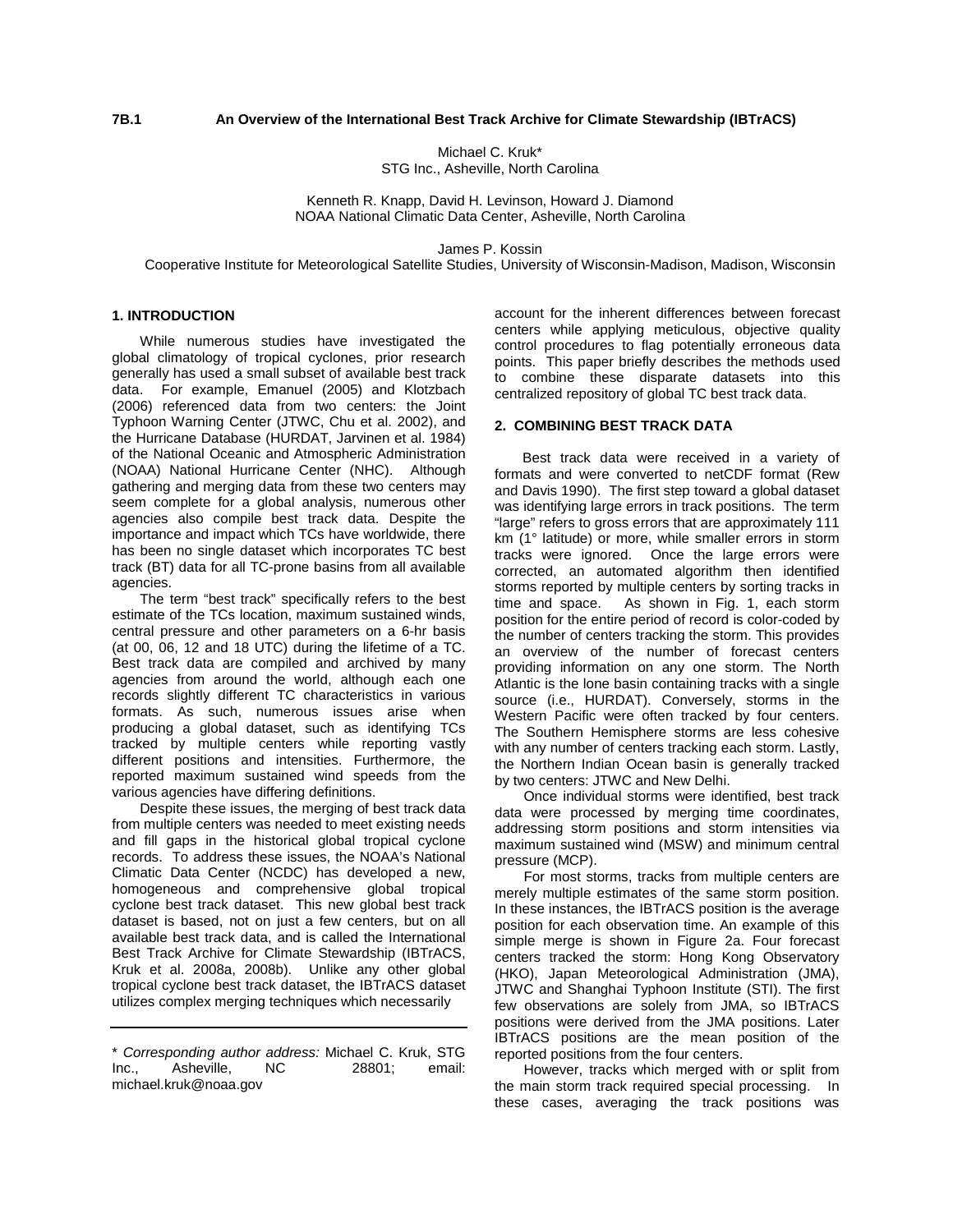**7B.1 An Overview of the International Best Track Archive for Climate Stewardship (IBTrACS)**

Michael C. Kruk*
STG Inc., Asheville, North Carolina

Kenneth R. Knapp, David H. Levinson, Howard J. Diamond
NOAA National Climatic Data Center, Asheville, North Carolina

James P. Kossin
Cooperative Institute for Meteorological Satellite Studies, University of Wisconsin-Madison, Madison, Wisconsin

## 1. INTRODUCTION

While numerous studies have investigated the global climatology of tropical cyclones, prior research generally has used a small subset of available best track data. For example, Emanuel (2005) and Klotzbach (2006) referenced data from two centers: the Joint Typhoon Warning Center (JTWC, Chu et al. 2002), and the Hurricane Database (HURDAT, Jarvinen et al. 1984) of the National Oceanic and Atmospheric Administration (NOAA) National Hurricane Center (NHC). Although gathering and merging data from these two centers may seem complete for a global analysis, numerous other agencies also compile best track data. Despite the importance and impact which TCs have worldwide, there has been no single dataset which incorporates TC best track (BT) data for all TC-prone basins from all available agencies.

The term "best track" specifically refers to the best estimate of the TCs location, maximum sustained winds, central pressure and other parameters on a 6-hr basis (at 00, 06, 12 and 18 UTC) during the lifetime of a TC. Best track data are compiled and archived by many agencies from around the world, although each one records slightly different TC characteristics in various formats. As such, numerous issues arise when producing a global dataset, such as identifying TCs tracked by multiple centers while reporting vastly different positions and intensities. Furthermore, the reported maximum sustained wind speeds from the various agencies have differing definitions.

Despite these issues, the merging of best track data from multiple centers was needed to meet existing needs and fill gaps in the historical global tropical cyclone records. To address these issues, the NOAA's National Climatic Data Center (NCDC) has developed a new, homogeneous and comprehensive global tropical cyclone best track dataset. This new global best track dataset is based, not on just a few centers, but on all available best track data, and is called the International Best Track Archive for Climate Stewardship (IBTrACS, Kruk et al. 2008a, 2008b). Unlike any other global tropical cyclone best track dataset, the IBTrACS dataset utilizes complex merging techniques which necessarily account for the inherent differences between forecast centers while applying meticulous, objective quality control procedures to flag potentially erroneous data points. This paper briefly describes the methods used to combine these disparate datasets into this centralized repository of global TC best track data.

\* *Corresponding author address:* Michael C. Kruk, STG Inc., Asheville, NC 28801; email: michael.kruk@noaa.gov

## 2. COMBINING BEST TRACK DATA

Best track data were received in a variety of formats and were converted to netCDF format (Rew and Davis 1990). The first step toward a global dataset was identifying large errors in track positions. The term "large" refers to gross errors that are approximately 111 km (1° latitude) or more, while smaller errors in storm tracks were ignored. Once the large errors were corrected, an automated algorithm then identified storms reported by multiple centers by sorting tracks in time and space. As shown in Fig. 1, each storm position for the entire period of record is color-coded by the number of centers tracking the storm. This provides an overview of the number of forecast centers providing information on any one storm. The North Atlantic is the lone basin containing tracks with a single source (i.e., HURDAT). Conversely, storms in the Western Pacific were often tracked by four centers. The Southern Hemisphere storms are less cohesive with any number of centers tracking each storm. Lastly, the Northern Indian Ocean basin is generally tracked by two centers: JTWC and New Delhi.

Once individual storms were identified, best track data were processed by merging time coordinates, addressing storm positions and storm intensities via maximum sustained wind (MSW) and minimum central pressure (MCP).

For most storms, tracks from multiple centers are merely multiple estimates of the same storm position. In these instances, the IBTrACS position is the average position for each observation time. An example of this simple merge is shown in Figure 2a. Four forecast centers tracked the storm: Hong Kong Observatory (HKO), Japan Meteorological Administration (JMA), JTWC and Shanghai Typhoon Institute (STI). The first few observations are solely from JMA, so IBTrACS positions were derived from the JMA positions. Later IBTrACS positions are the mean position of the reported positions from the four centers.

However, tracks which merged with or split from the main storm track required special processing. In these cases, averaging the track positions was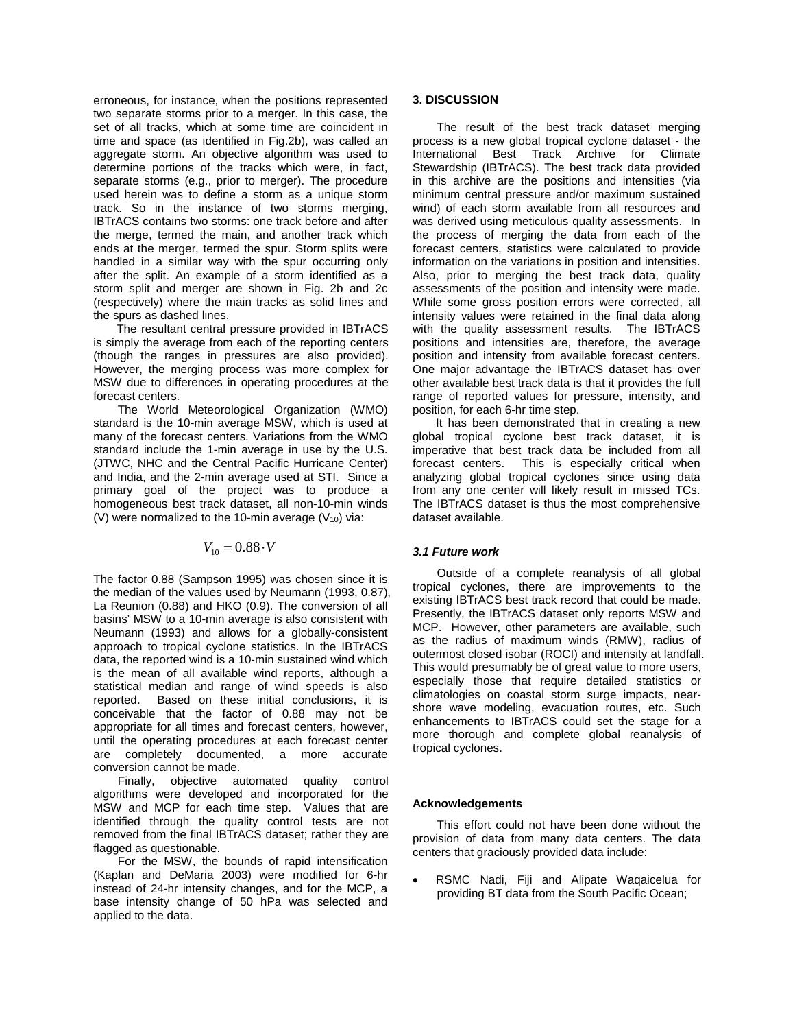erroneous, for instance, when the positions represented two separate storms prior to a merger. In this case, the set of all tracks, which at some time are coincident in time and space (as identified in Fig.2b), was called an aggregate storm. An objective algorithm was used to determine portions of the tracks which were, in fact, separate storms (e.g., prior to merger). The procedure used herein was to define a storm as a unique storm track. So in the instance of two storms merging, IBTrACS contains two storms: one track before and after the merge, termed the main, and another track which ends at the merger, termed the spur. Storm splits were handled in a similar way with the spur occurring only after the split. An example of a storm identified as a storm split and merger are shown in Fig. 2b and 2c (respectively) where the main tracks as solid lines and the spurs as dashed lines.

The resultant central pressure provided in IBTrACS is simply the average from each of the reporting centers (though the ranges in pressures are also provided). However, the merging process was more complex for MSW due to differences in operating procedures at the forecast centers.

The World Meteorological Organization (WMO) standard is the 10-min average MSW, which is used at many of the forecast centers. Variations from the WMO standard include the 1-min average in use by the U.S. (JTWC, NHC and the Central Pacific Hurricane Center) and India, and the 2-min average used at STI. Since a primary goal of the project was to produce a homogeneous best track dataset, all non-10-min winds (V) were normalized to the 10-min average ($V_{10}$) via:

$$V_{10} = 0.88 \cdot V$$

The factor 0.88 (Sampson 1995) was chosen since it is the median of the values used by Neumann (1993, 0.87), La Reunion (0.88) and HKO (0.9). The conversion of all basins' MSW to a 10-min average is also consistent with Neumann (1993) and allows for a globally-consistent approach to tropical cyclone statistics. In the IBTrACS data, the reported wind is a 10-min sustained wind which is the mean of all available wind reports, although a statistical median and range of wind speeds is also reported. Based on these initial conclusions, it is conceivable that the factor of 0.88 may not be appropriate for all times and forecast centers, however, until the operating procedures at each forecast center are completely documented, a more accurate conversion cannot be made.

Finally, objective automated quality control algorithms were developed and incorporated for the MSW and MCP for each time step. Values that are identified through the quality control tests are not removed from the final IBTrACS dataset; rather they are flagged as questionable.

For the MSW, the bounds of rapid intensification (Kaplan and DeMaria 2003) were modified for 6-hr instead of 24-hr intensity changes, and for the MCP, a base intensity change of 50 hPa was selected and applied to the data.

## 3. DISCUSSION

The result of the best track dataset merging process is a new global tropical cyclone dataset - the International Best Track Archive for Climate Stewardship (IBTrACS). The best track data provided in this archive are the positions and intensities (via minimum central pressure and/or maximum sustained wind) of each storm available from all resources and was derived using meticulous quality assessments. In the process of merging the data from each of the forecast centers, statistics were calculated to provide information on the variations in position and intensities. Also, prior to merging the best track data, quality assessments of the position and intensity were made. While some gross position errors were corrected, all intensity values were retained in the final data along with the quality assessment results. The IBTrACS positions and intensities are, therefore, the average position and intensity from available forecast centers. One major advantage the IBTrACS dataset has over other available best track data is that it provides the full range of reported values for pressure, intensity, and position, for each 6-hr time step.

It has been demonstrated that in creating a new global tropical cyclone best track dataset, it is imperative that best track data be included from all forecast centers. This is especially critical when analyzing global tropical cyclones since using data from any one center will likely result in missed TCs. The IBTrACS dataset is thus the most comprehensive dataset available.

### *3.1 Future work*

Outside of a complete reanalysis of all global tropical cyclones, there are improvements to the existing IBTrACS best track record that could be made. Presently, the IBTrACS dataset only reports MSW and MCP. However, other parameters are available, such as the radius of maximum winds (RMW), radius of outermost closed isobar (ROCI) and intensity at landfall. This would presumably be of great value to more users, especially those that require detailed statistics or climatologies on coastal storm surge impacts, near-shore wave modeling, evacuation routes, etc. Such enhancements to IBTrACS could set the stage for a more thorough and complete global reanalysis of tropical cyclones.

### Acknowledgements

This effort could not have been done without the provision of data from many data centers. The data centers that graciously provided data include:

- RSMC Nadi, Fiji and Alipate Waqaicelua for providing BT data from the South Pacific Ocean;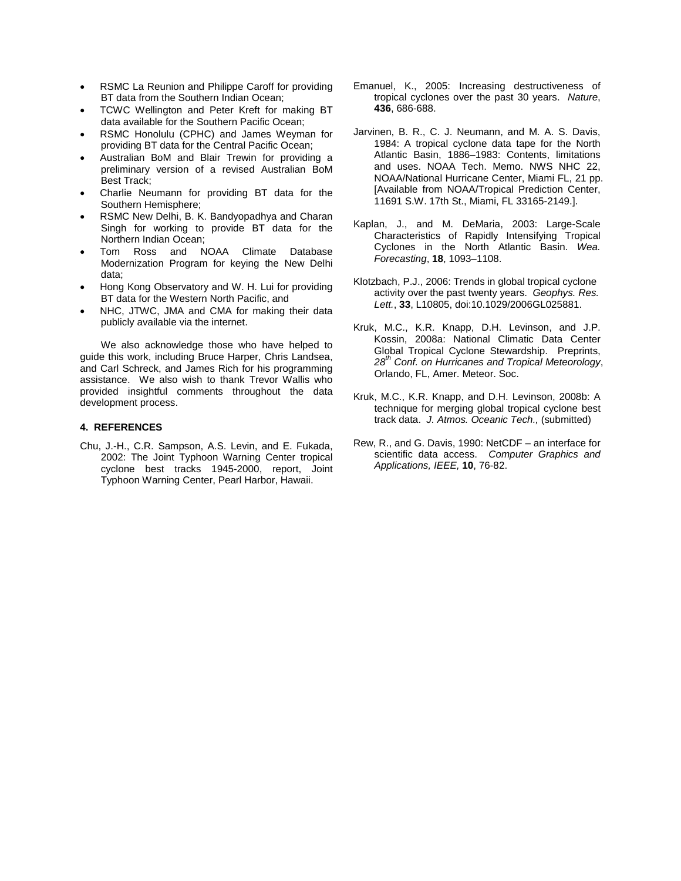- RSMC La Reunion and Philippe Caroff for providing BT data from the Southern Indian Ocean;
- TCWC Wellington and Peter Kreft for making BT data available for the Southern Pacific Ocean;
- RSMC Honolulu (CPHC) and James Weyman for providing BT data for the Central Pacific Ocean;
- Australian BoM and Blair Trewin for providing a preliminary version of a revised Australian BoM Best Track;
- Charlie Neumann for providing BT data for the Southern Hemisphere;
- RSMC New Delhi, B. K. Bandyopadhya and Charan Singh for working to provide BT data for the Northern Indian Ocean;
- Tom Ross and NOAA Climate Database Modernization Program for keying the New Delhi data;
- Hong Kong Observatory and W. H. Lui for providing BT data for the Western North Pacific, and
- NHC, JTWC, JMA and CMA for making their data publicly available via the internet.

We also acknowledge those who have helped to guide this work, including Bruce Harper, Chris Landsea, and Carl Schreck, and James Rich for his programming assistance. We also wish to thank Trevor Wallis who provided insightful comments throughout the data development process.

## 4. REFERENCES

Chu, J.-H., C.R. Sampson, A.S. Levin, and E. Fukada, 2002: The Joint Typhoon Warning Center tropical cyclone best tracks 1945-2000, report, Joint Typhoon Warning Center, Pearl Harbor, Hawaii.

Emanuel, K., 2005: Increasing destructiveness of tropical cyclones over the past 30 years. *Nature*, **436**, 686-688.

Jarvinen, B. R., C. J. Neumann, and M. A. S. Davis, 1984: A tropical cyclone data tape for the North Atlantic Basin, 1886–1983: Contents, limitations and uses. NOAA Tech. Memo. NWS NHC 22, NOAA/National Hurricane Center, Miami FL, 21 pp. [Available from NOAA/Tropical Prediction Center, 11691 S.W. 17th St., Miami, FL 33165-2149.].

Kaplan, J., and M. DeMaria, 2003: Large-Scale Characteristics of Rapidly Intensifying Tropical Cyclones in the North Atlantic Basin. *Wea. Forecasting*, **18**, 1093–1108.

Klotzbach, P.J., 2006: Trends in global tropical cyclone activity over the past twenty years. *Geophys. Res. Lett.*, **33**, L10805, doi:10.1029/2006GL025881.

Kruk, M.C., K.R. Knapp, D.H. Levinson, and J.P. Kossin, 2008a: National Climatic Data Center Global Tropical Cyclone Stewardship. Preprints, *28th Conf. on Hurricanes and Tropical Meteorology*, Orlando, FL, Amer. Meteor. Soc.

Kruk, M.C., K.R. Knapp, and D.H. Levinson, 2008b: A technique for merging global tropical cyclone best track data. *J. Atmos. Oceanic Tech.,* (submitted)

Rew, R., and G. Davis, 1990: NetCDF – an interface for scientific data access. *Computer Graphics and Applications, IEEE,* **10**, 76-82.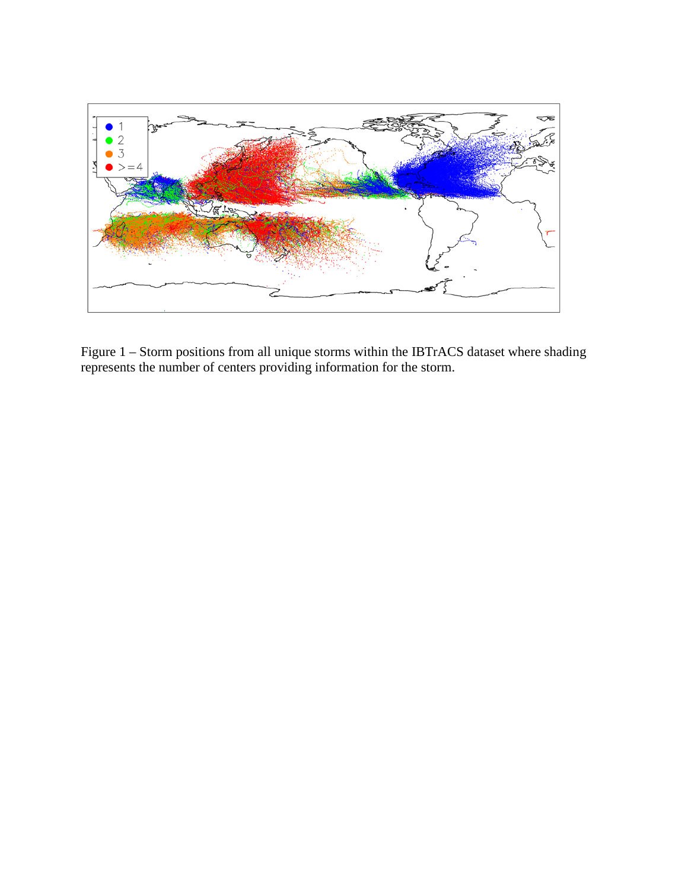Figure 1 – Storm positions from all unique storms within the IBTrACS dataset where shading represents the number of centers providing information for the storm.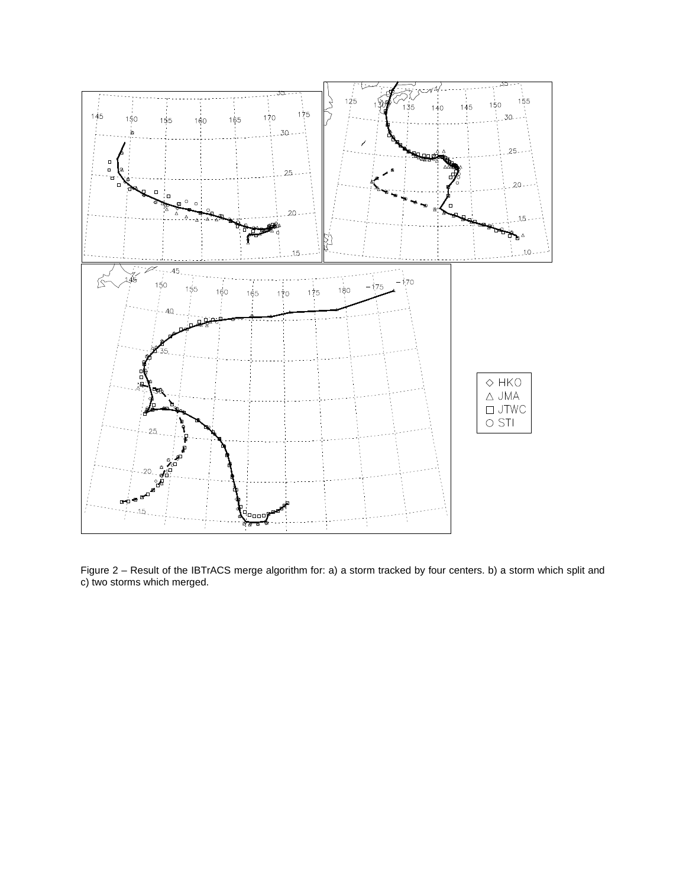145 150 155 160 165 170 175

35 30 25 20 15

125 130 135 140 145 150 155

35 30 25 20 15 10

145 150 155 160 165 170 175 180 −175 −170

45 40 35 25 20 15

◇ HKO
△ JMA
□ JTWC
○ STI

Figure 2 – Result of the IBTrACS merge algorithm for: a) a storm tracked by four centers. b) a storm which split and c) two storms which merged.